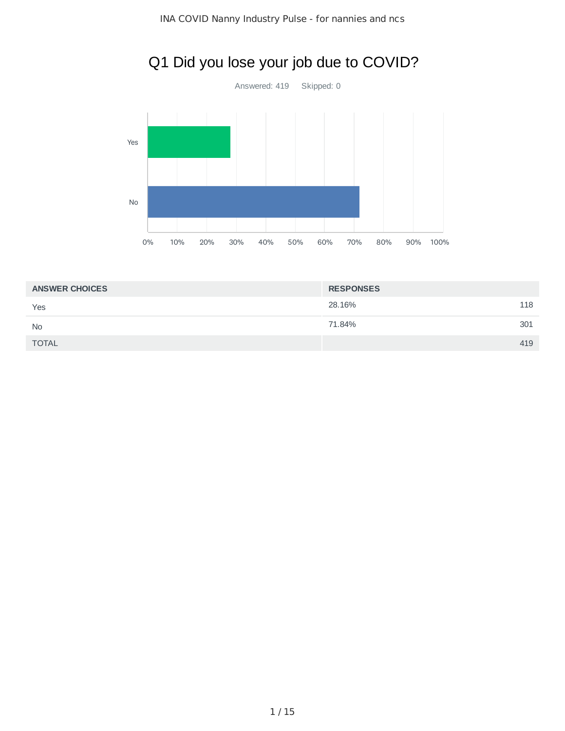# Q1 Did you lose your job due to COVID?

Answered: 419 Skipped: 0

| ANSWER CHOICES | RESPONSES | |
|---|---|---|
| Yes | 28.16% | 118 |
| No | 71.84% | 301 |
| TOTAL | | 419 |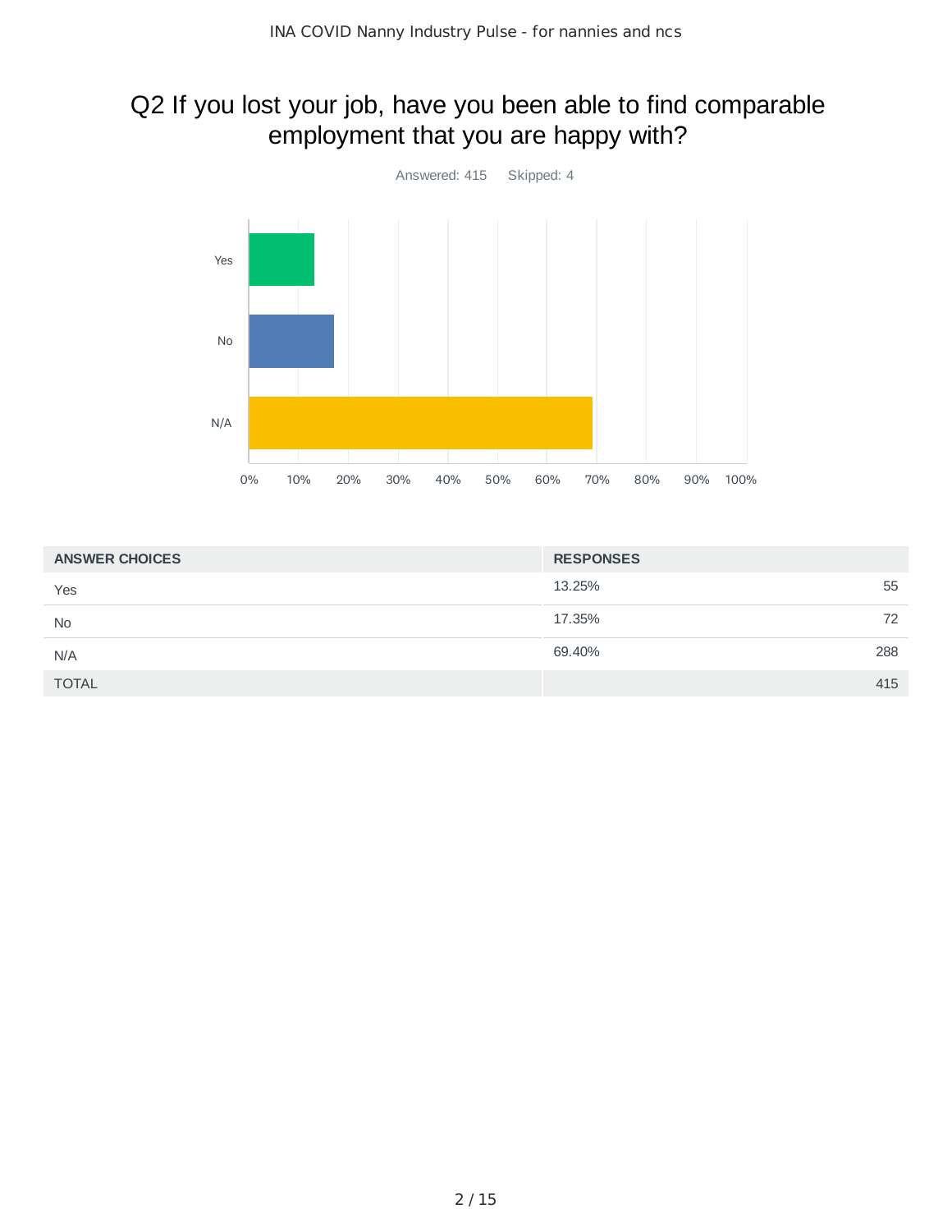# Q2 If you lost your job, have you been able to find comparable employment that you are happy with?

Answered: 415 Skipped: 4

| ANSWER CHOICES | RESPONSES | |
|---|---|---|
| Yes | 13.25% | 55 |
| No | 17.35% | 72 |
| N/A | 69.40% | 288 |
| TOTAL | | 415 |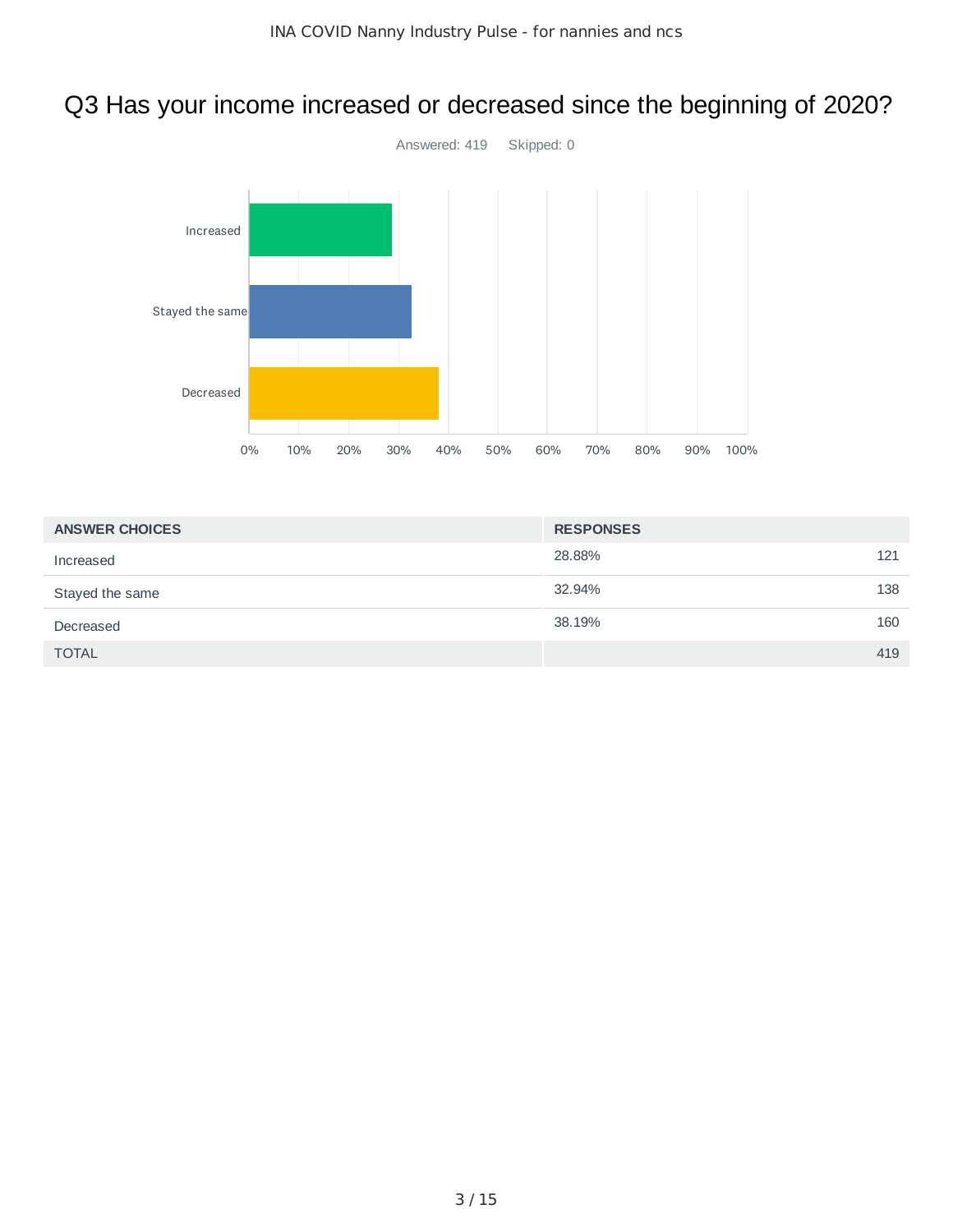# Q3 Has your income increased or decreased since the beginning of 2020?

Answered: 419 Skipped: 0

| ANSWER CHOICES | RESPONSES | |
|---|---|---|
| Increased | 28.88% | 121 |
| Stayed the same | 32.94% | 138 |
| Decreased | 38.19% | 160 |
| TOTAL | | 419 |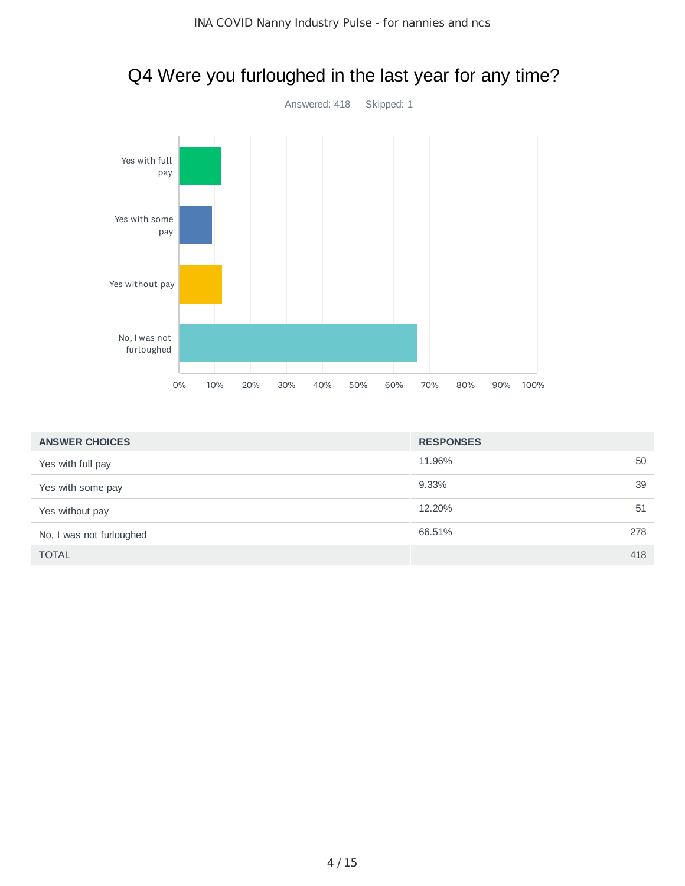# Q4 Were you furloughed in the last year for any time?

Answered: 418 Skipped: 1

| ANSWER CHOICES | RESPONSES | |
|---|---|---|
| Yes with full pay | 11.96% | 50 |
| Yes with some pay | 9.33% | 39 |
| Yes without pay | 12.20% | 51 |
| No, I was not furloughed | 66.51% | 278 |
| TOTAL | | 418 |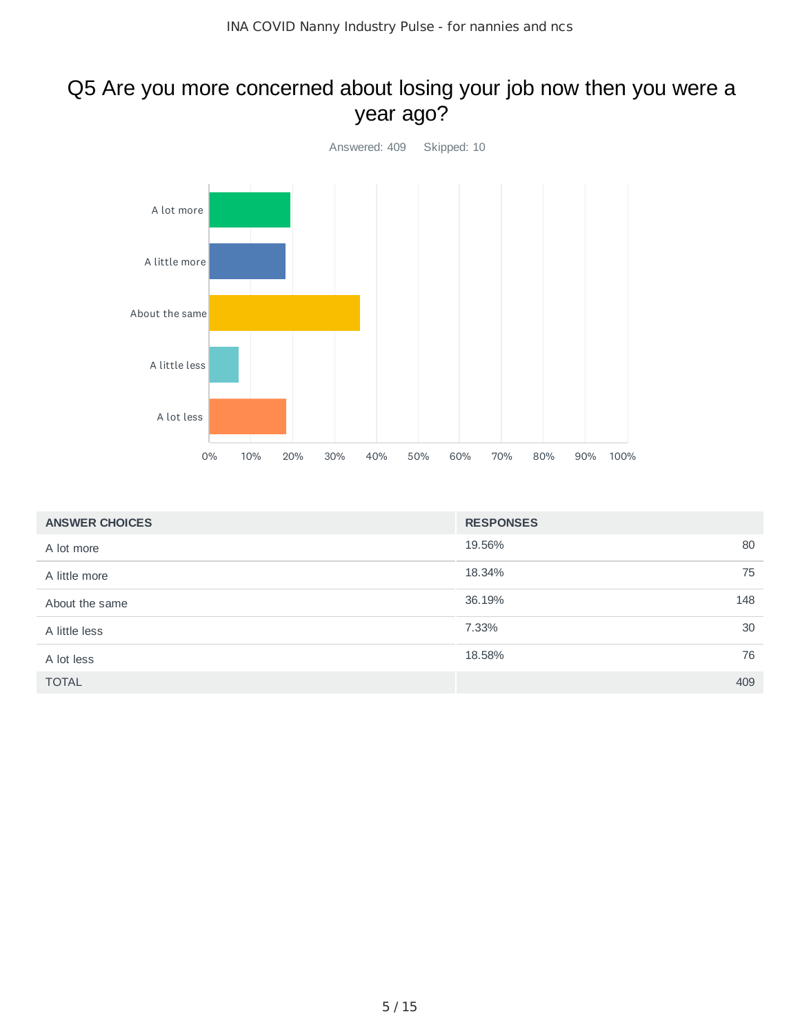# Q5 Are you more concerned about losing your job now then you were a year ago?

Answered: 409    Skipped: 10

| ANSWER CHOICES | RESPONSES | |
|---|---|---|
| A lot more | 19.56% | 80 |
| A little more | 18.34% | 75 |
| About the same | 36.19% | 148 |
| A little less | 7.33% | 30 |
| A lot less | 18.58% | 76 |
| TOTAL | | 409 |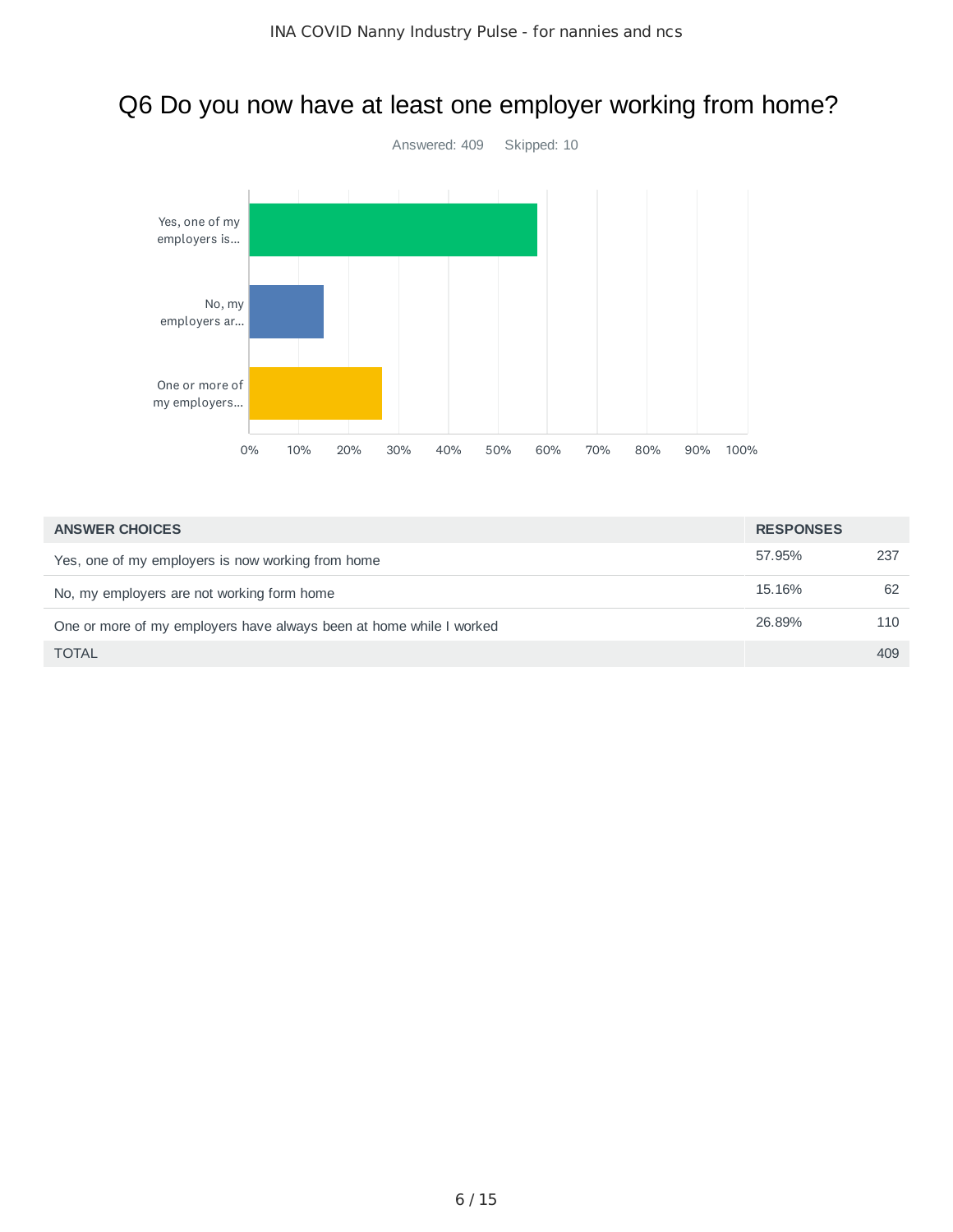## Q6 Do you now have at least one employer working from home?

Answered: 409 Skipped: 10

| ANSWER CHOICES | RESPONSES | |
|---|---|---|
| Yes, one of my employers is now working from home | 57.95% | 237 |
| No, my employers are not working form home | 15.16% | 62 |
| One or more of my employers have always been at home while I worked | 26.89% | 110 |
| TOTAL | | 409 |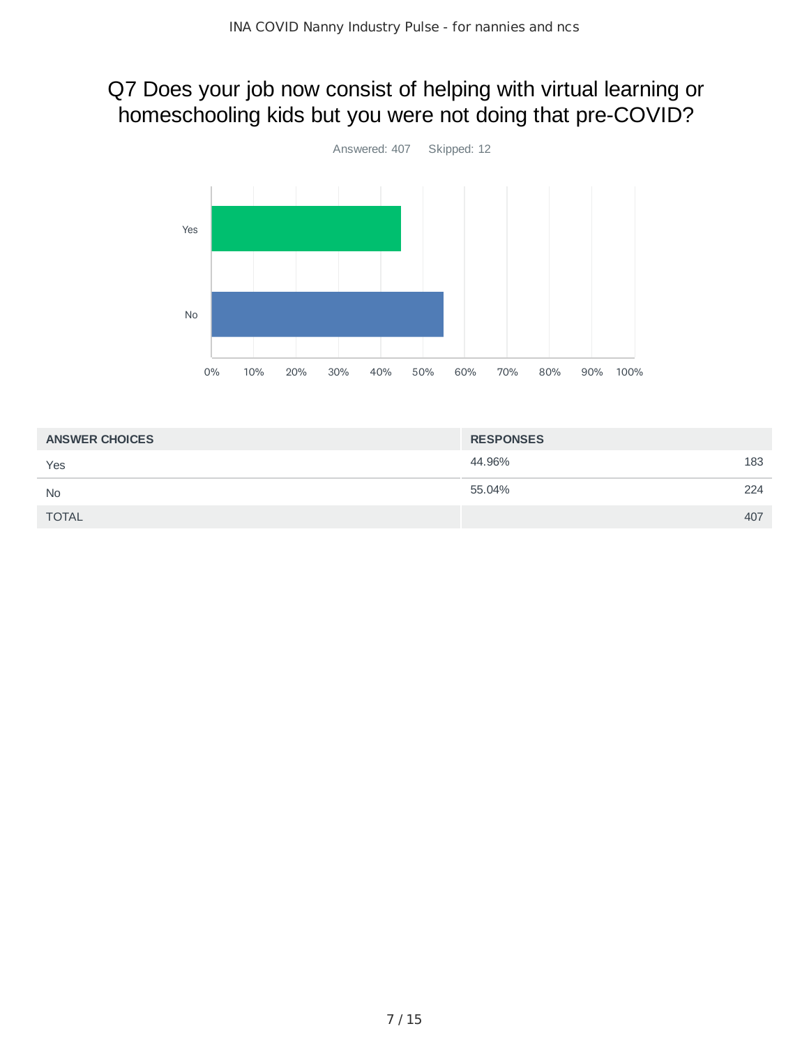## Q7 Does your job now consist of helping with virtual learning or homeschooling kids but you were not doing that pre-COVID?

Answered: 407 Skipped: 12

| ANSWER CHOICES | RESPONSES | |
|---|---|---|
| Yes | 44.96% | 183 |
| No | 55.04% | 224 |
| TOTAL | | 407 |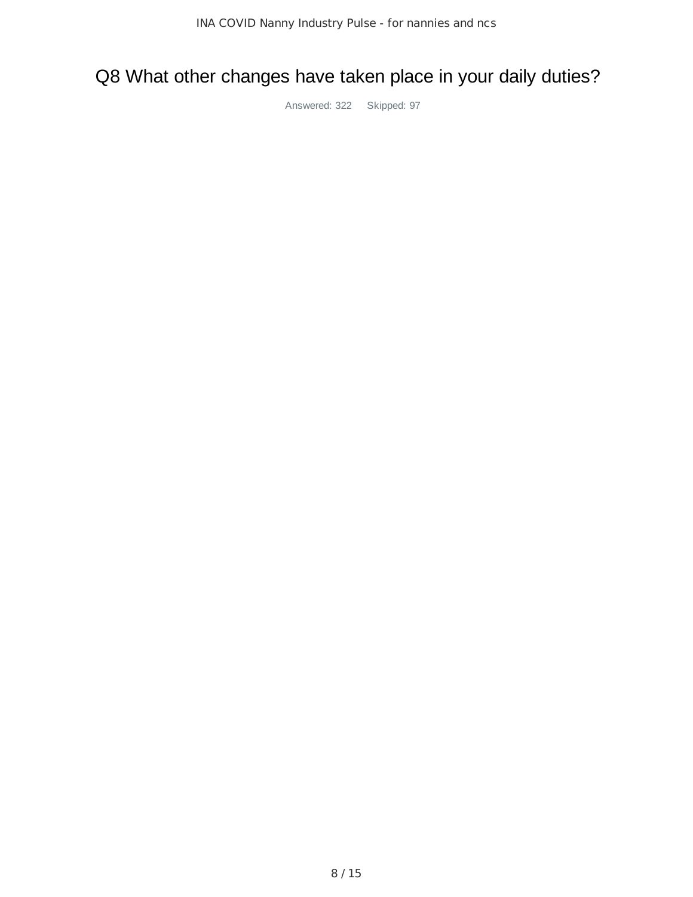# Q8 What other changes have taken place in your daily duties?

Answered: 322 Skipped: 97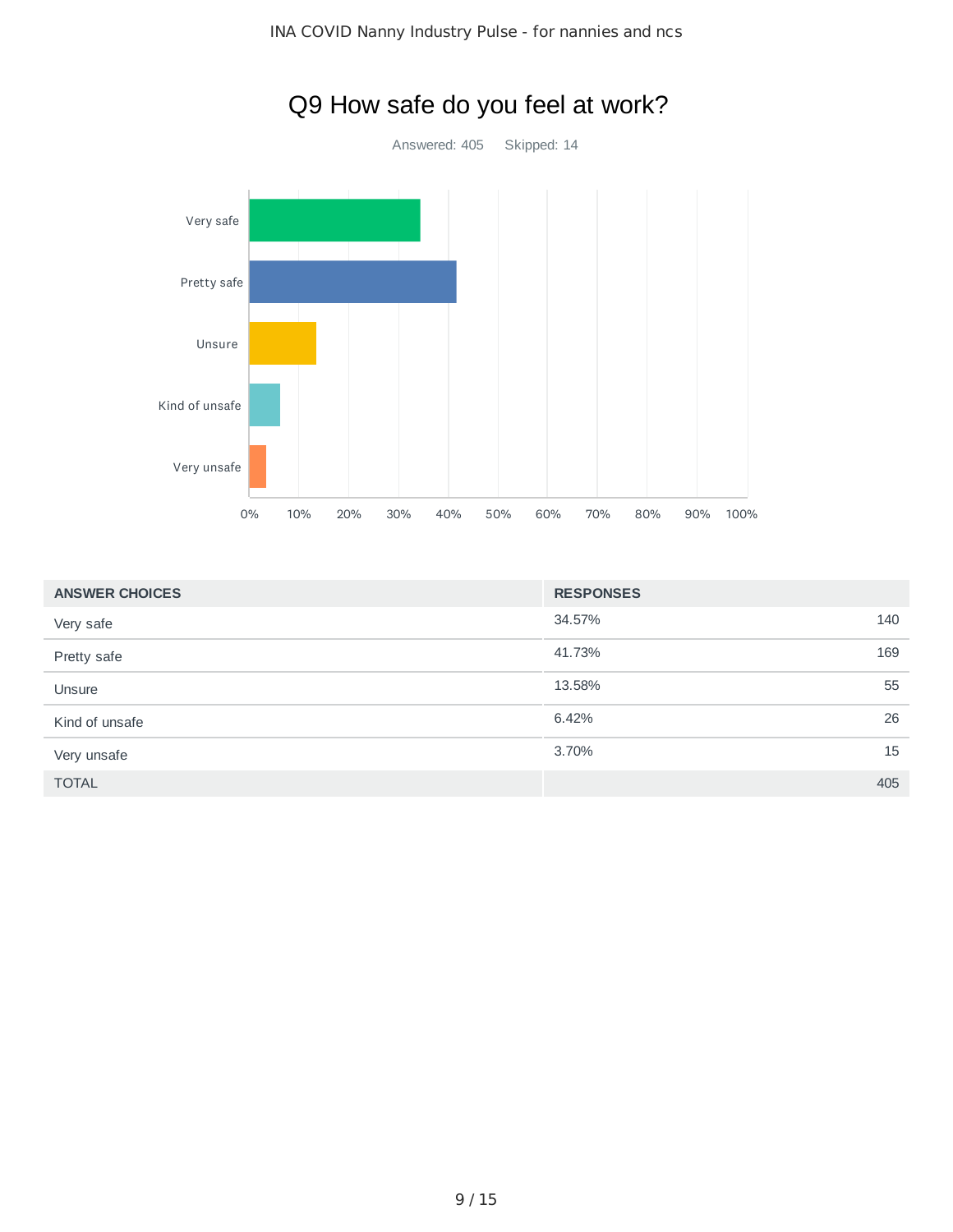## Q9 How safe do you feel at work?

Answered: 405 Skipped: 14

| ANSWER CHOICES | RESPONSES | |
|---|---|---|
| Very safe | 34.57% | 140 |
| Pretty safe | 41.73% | 169 |
| Unsure | 13.58% | 55 |
| Kind of unsafe | 6.42% | 26 |
| Very unsafe | 3.70% | 15 |
| TOTAL | | 405 |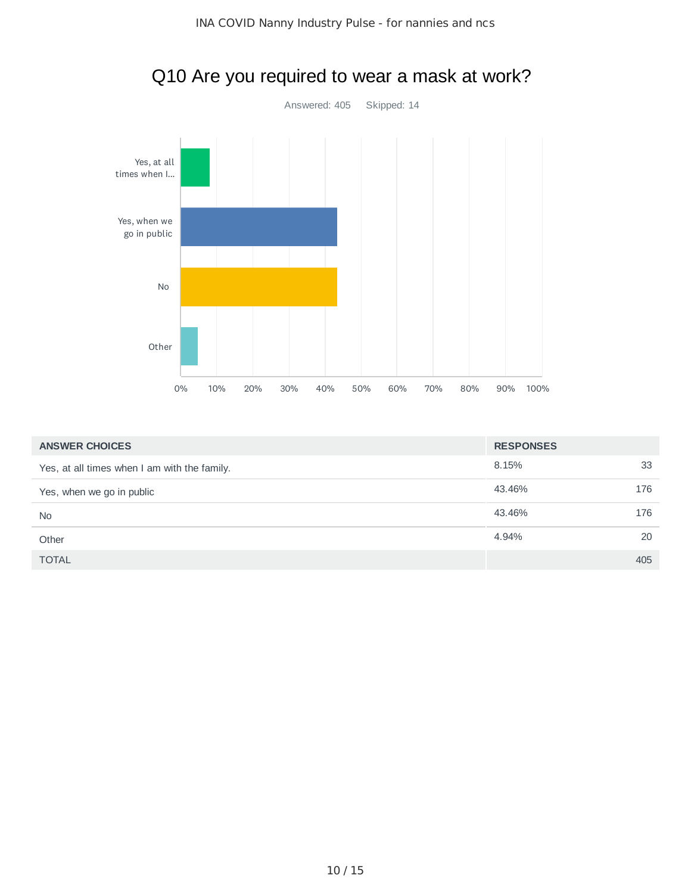# Q10 Are you required to wear a mask at work?

Answered: 405    Skipped: 14

| ANSWER CHOICES | RESPONSES | |
|---|---|---|
| Yes, at all times when I am with the family. | 8.15% | 33 |
| Yes, when we go in public | 43.46% | 176 |
| No | 43.46% | 176 |
| Other | 4.94% | 20 |
| TOTAL | | 405 |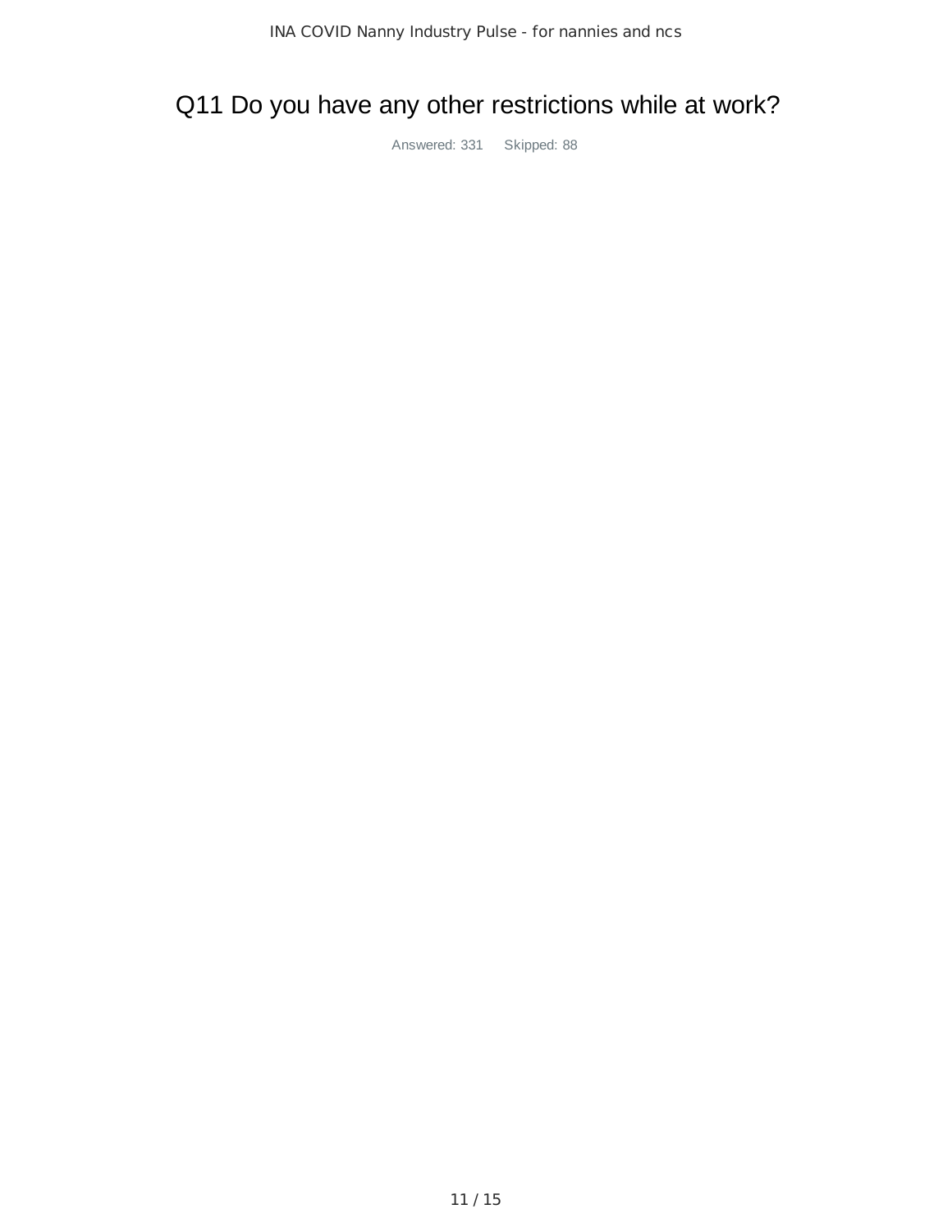# Q11 Do you have any other restrictions while at work?

Answered: 331 Skipped: 88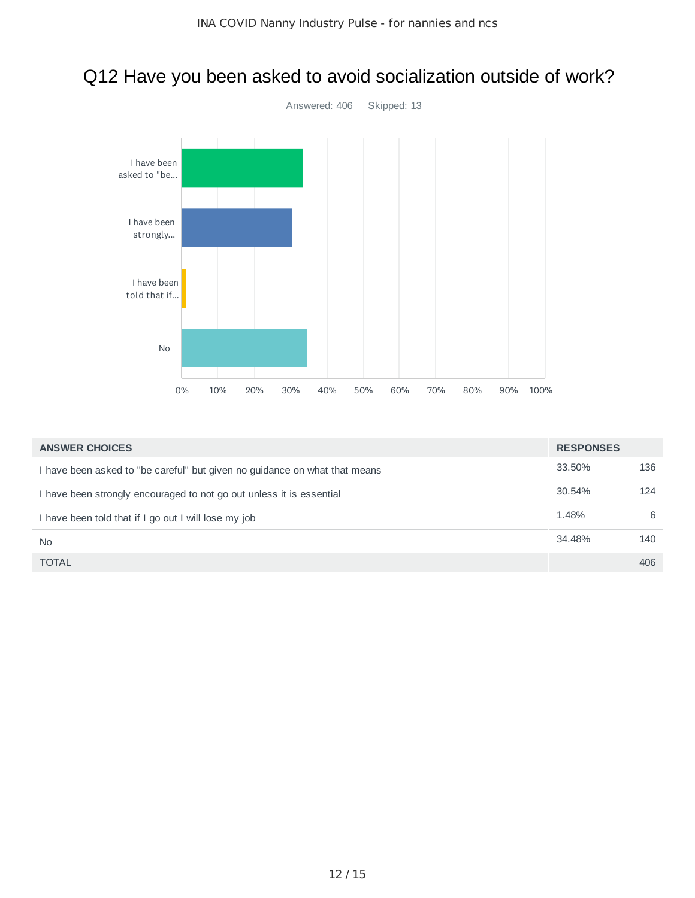## Q12 Have you been asked to avoid socialization outside of work?

Answered: 406    Skipped: 13

| ANSWER CHOICES | RESPONSES | |
|---|---|---|
| I have been asked to "be careful" but given no guidance on what that means | 33.50% | 136 |
| I have been strongly encouraged to not go out unless it is essential | 30.54% | 124 |
| I have been told that if I go out I will lose my job | 1.48% | 6 |
| No | 34.48% | 140 |
| TOTAL | | 406 |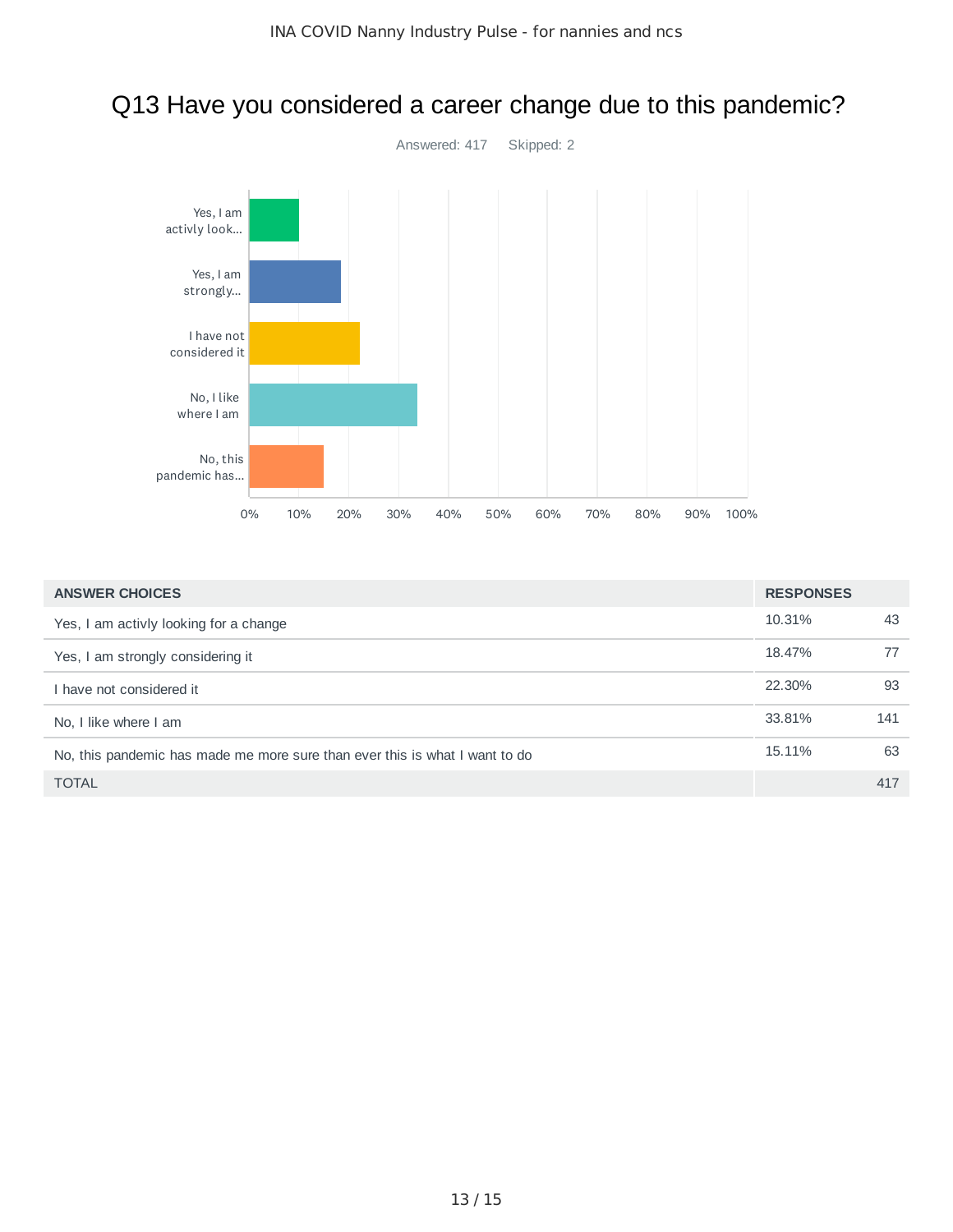# Q13 Have you considered a career change due to this pandemic?

Answered: 417 Skipped: 2

| ANSWER CHOICES | RESPONSES | |
| --- | --- | --- |
| Yes, I am activly looking for a change | 10.31% | 43 |
| Yes, I am strongly considering it | 18.47% | 77 |
| I have not considered it | 22.30% | 93 |
| No, I like where I am | 33.81% | 141 |
| No, this pandemic has made me more sure than ever this is what I want to do | 15.11% | 63 |
| TOTAL | | 417 |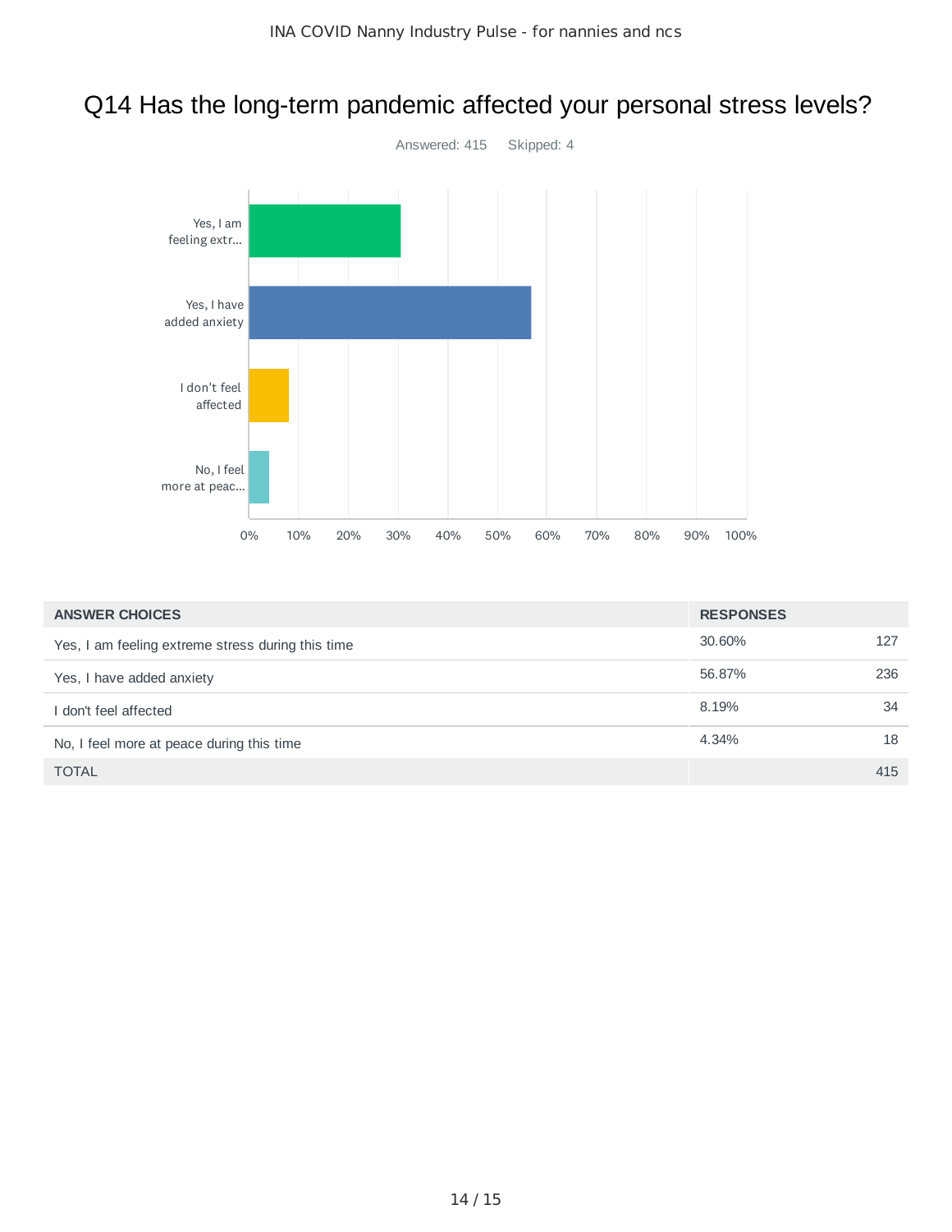# Q14 Has the long-term pandemic affected your personal stress levels?

Answered: 415 Skipped: 4

| ANSWER CHOICES | RESPONSES | |
|---|---|---|
| Yes, I am feeling extreme stress during this time | 30.60% | 127 |
| Yes, I have added anxiety | 56.87% | 236 |
| I don't feel affected | 8.19% | 34 |
| No, I feel more at peace during this time | 4.34% | 18 |
| TOTAL | | 415 |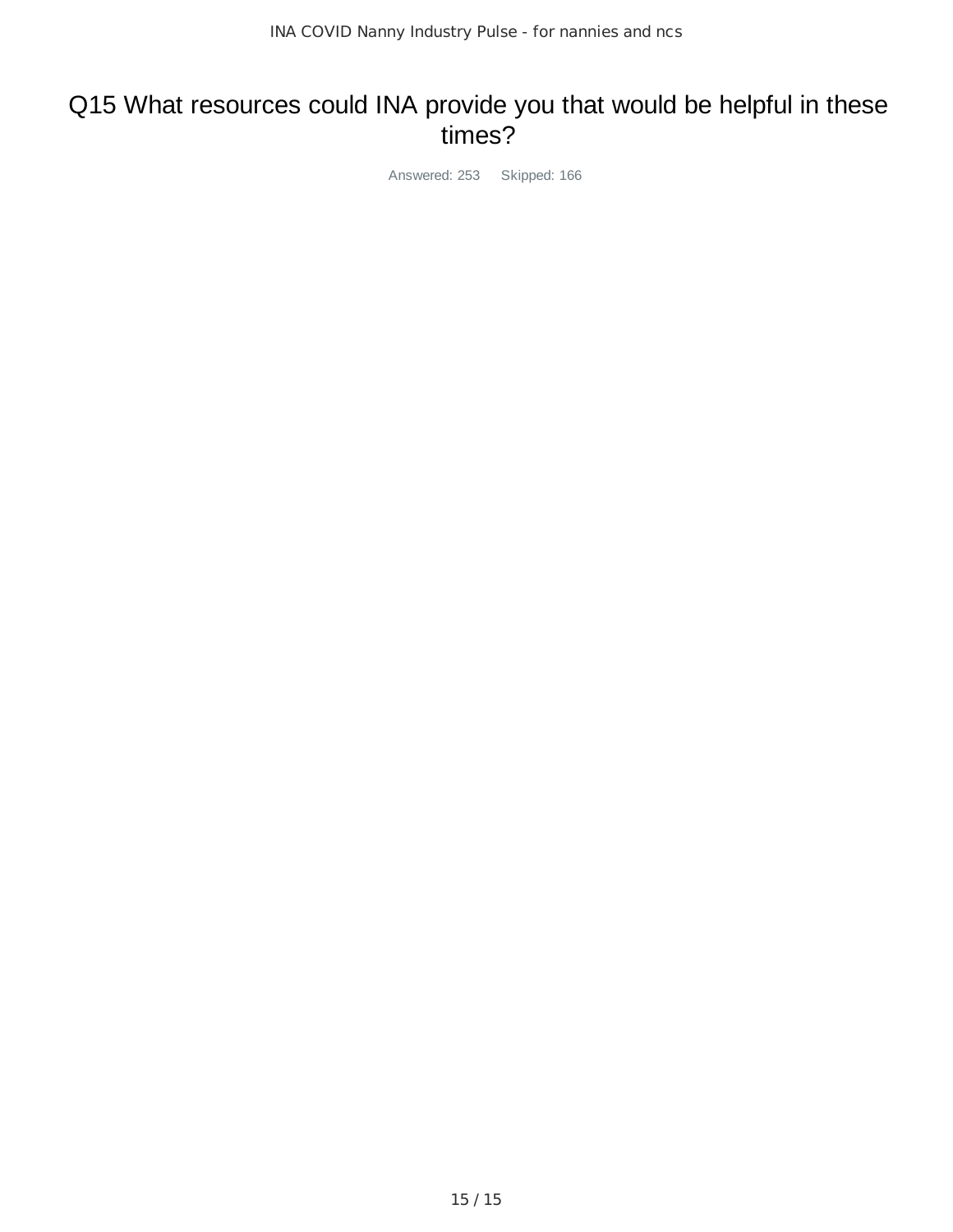# Q15 What resources could INA provide you that would be helpful in these times?

Answered: 253 Skipped: 166